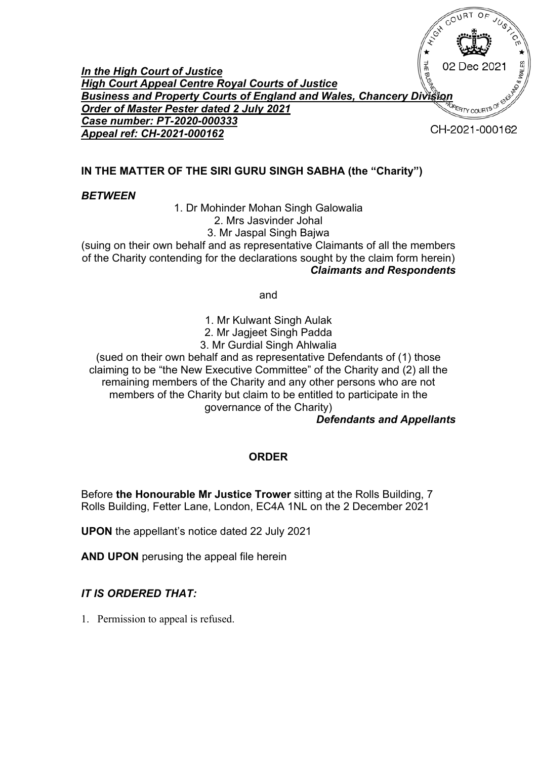***In the High Court of Justice***
***High Court Appeal Centre Royal Courts of Justice***
***Business and Property Courts of England and Wales, Chancery Division***
***Order of Master Pester dated 2 July 2021***
***Case number: PT-2020-000333***
***Appeal ref: CH-2021-000162***

02 Dec 2021

CH-2021-000162

**IN THE MATTER OF THE SIRI GURU SINGH SABHA (the "Charity")**

***BETWEEN***

1. Dr Mohinder Mohan Singh Galowalia
2. Mrs Jasvinder Johal
3. Mr Jaspal Singh Bajwa

(suing on their own behalf and as representative Claimants of all the members of the Charity contending for the declarations sought by the claim form herein)
***Claimants and Respondents***

and

1. Mr Kulwant Singh Aulak
2. Mr Jagjeet Singh Padda
3. Mr Gurdial Singh Ahlwalia

(sued on their own behalf and as representative Defendants of (1) those claiming to be "the New Executive Committee" of the Charity and (2) all the remaining members of the Charity and any other persons who are not members of the Charity but claim to be entitled to participate in the governance of the Charity)
***Defendants and Appellants***

**ORDER**

Before **the Honourable Mr Justice Trower** sitting at the Rolls Building, 7 Rolls Building, Fetter Lane, London, EC4A 1NL on the 2 December 2021

**UPON** the appellant's notice dated 22 July 2021

**AND UPON** perusing the appeal file herein

***IT IS ORDERED THAT:***

1. Permission to appeal is refused.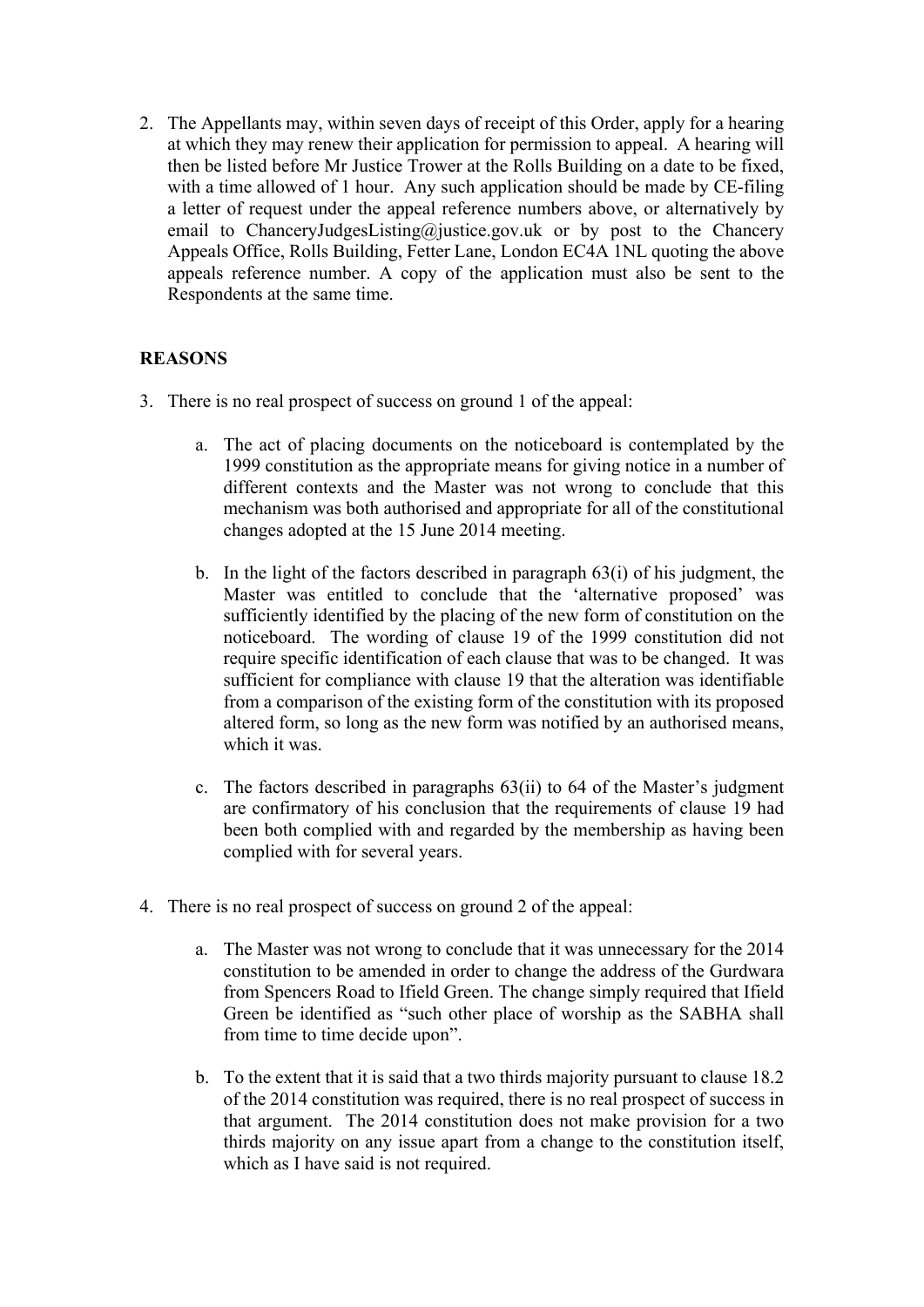2. The Appellants may, within seven days of receipt of this Order, apply for a hearing at which they may renew their application for permission to appeal. A hearing will then be listed before Mr Justice Trower at the Rolls Building on a date to be fixed, with a time allowed of 1 hour. Any such application should be made by CE-filing a letter of request under the appeal reference numbers above, or alternatively by email to ChanceryJudgesListing@justice.gov.uk or by post to the Chancery Appeals Office, Rolls Building, Fetter Lane, London EC4A 1NL quoting the above appeals reference number. A copy of the application must also be sent to the Respondents at the same time.

**REASONS**

3. There is no real prospect of success on ground 1 of the appeal:

   a. The act of placing documents on the noticeboard is contemplated by the 1999 constitution as the appropriate means for giving notice in a number of different contexts and the Master was not wrong to conclude that this mechanism was both authorised and appropriate for all of the constitutional changes adopted at the 15 June 2014 meeting.

   b. In the light of the factors described in paragraph 63(i) of his judgment, the Master was entitled to conclude that the 'alternative proposed' was sufficiently identified by the placing of the new form of constitution on the noticeboard. The wording of clause 19 of the 1999 constitution did not require specific identification of each clause that was to be changed. It was sufficient for compliance with clause 19 that the alteration was identifiable from a comparison of the existing form of the constitution with its proposed altered form, so long as the new form was notified by an authorised means, which it was.

   c. The factors described in paragraphs 63(ii) to 64 of the Master's judgment are confirmatory of his conclusion that the requirements of clause 19 had been both complied with and regarded by the membership as having been complied with for several years.

4. There is no real prospect of success on ground 2 of the appeal:

   a. The Master was not wrong to conclude that it was unnecessary for the 2014 constitution to be amended in order to change the address of the Gurdwara from Spencers Road to Ifield Green. The change simply required that Ifield Green be identified as "such other place of worship as the SABHA shall from time to time decide upon".

   b. To the extent that it is said that a two thirds majority pursuant to clause 18.2 of the 2014 constitution was required, there is no real prospect of success in that argument. The 2014 constitution does not make provision for a two thirds majority on any issue apart from a change to the constitution itself, which as I have said is not required.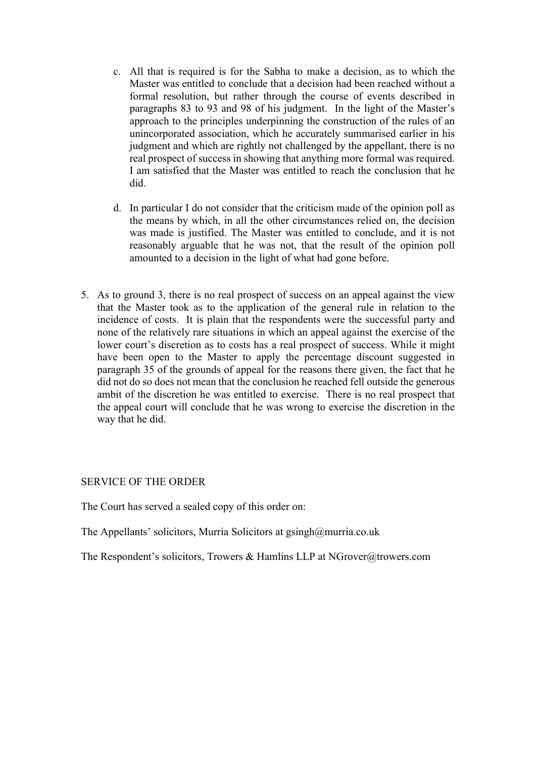c. All that is required is for the Sabha to make a decision, as to which the Master was entitled to conclude that a decision had been reached without a formal resolution, but rather through the course of events described in paragraphs 83 to 93 and 98 of his judgment. In the light of the Master's approach to the principles underpinning the construction of the rules of an unincorporated association, which he accurately summarised earlier in his judgment and which are rightly not challenged by the appellant, there is no real prospect of success in showing that anything more formal was required. I am satisfied that the Master was entitled to reach the conclusion that he did.

d. In particular I do not consider that the criticism made of the opinion poll as the means by which, in all the other circumstances relied on, the decision was made is justified. The Master was entitled to conclude, and it is not reasonably arguable that he was not, that the result of the opinion poll amounted to a decision in the light of what had gone before.

5. As to ground 3, there is no real prospect of success on an appeal against the view that the Master took as to the application of the general rule in relation to the incidence of costs. It is plain that the respondents were the successful party and none of the relatively rare situations in which an appeal against the exercise of the lower court's discretion as to costs has a real prospect of success. While it might have been open to the Master to apply the percentage discount suggested in paragraph 35 of the grounds of appeal for the reasons there given, the fact that he did not do so does not mean that the conclusion he reached fell outside the generous ambit of the discretion he was entitled to exercise. There is no real prospect that the appeal court will conclude that he was wrong to exercise the discretion in the way that he did.

SERVICE OF THE ORDER

The Court has served a sealed copy of this order on:

The Appellants' solicitors, Murria Solicitors at gsingh@murria.co.uk

The Respondent's solicitors, Trowers & Hamlins LLP at NGrover@trowers.com